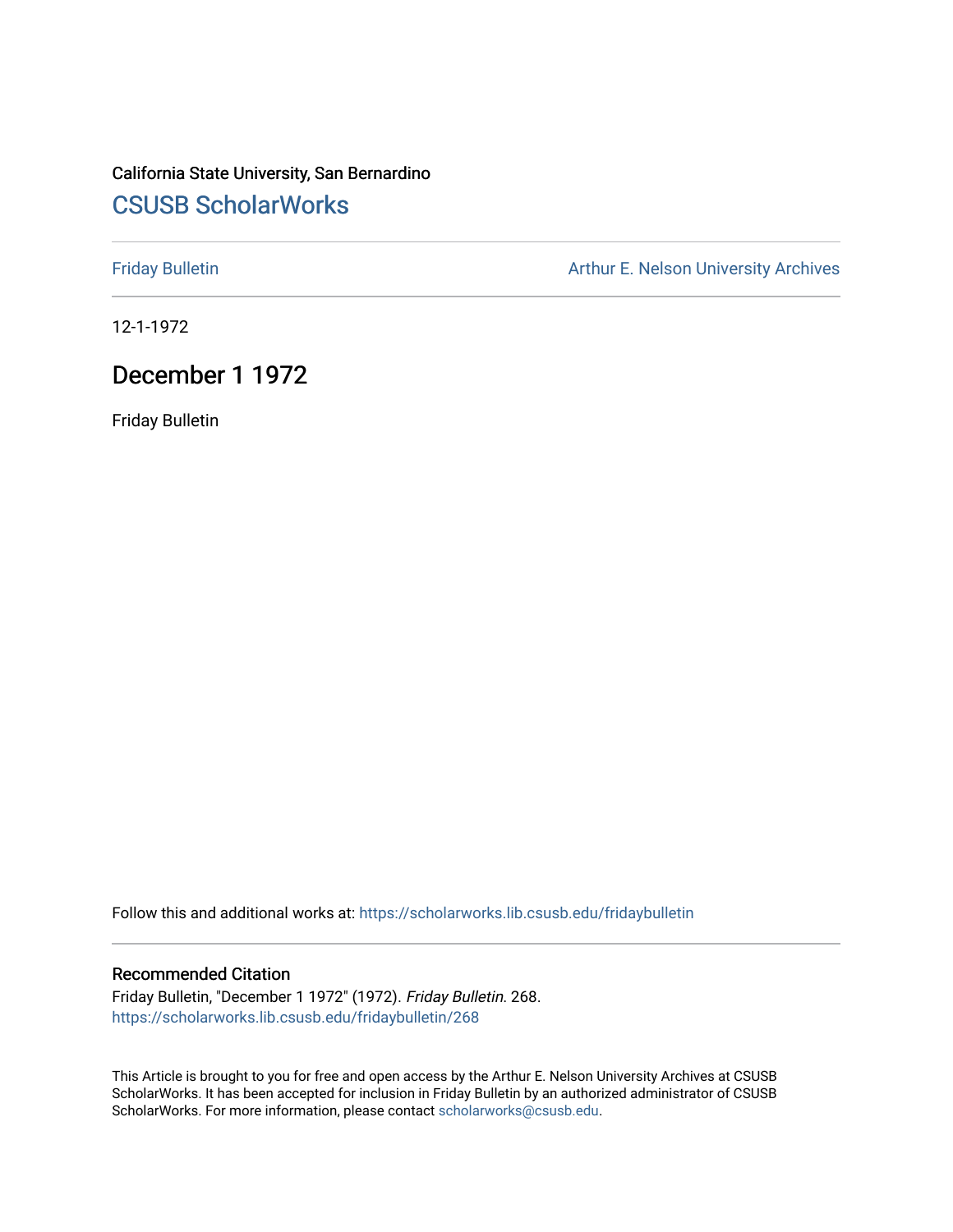California State University, San Bernardino

# CSUSB ScholarWorks

Friday Bulletin

Arthur E. Nelson University Archives

12-1-1972

## December 1 1972

Friday Bulletin

Follow this and additional works at: https://scholarworks.lib.csusb.edu/fridaybulletin

### Recommended Citation

Friday Bulletin, "December 1 1972" (1972). *Friday Bulletin*. 268.
https://scholarworks.lib.csusb.edu/fridaybulletin/268

This Article is brought to you for free and open access by the Arthur E. Nelson University Archives at CSUSB ScholarWorks. It has been accepted for inclusion in Friday Bulletin by an authorized administrator of CSUSB ScholarWorks. For more information, please contact scholarworks@csusb.edu.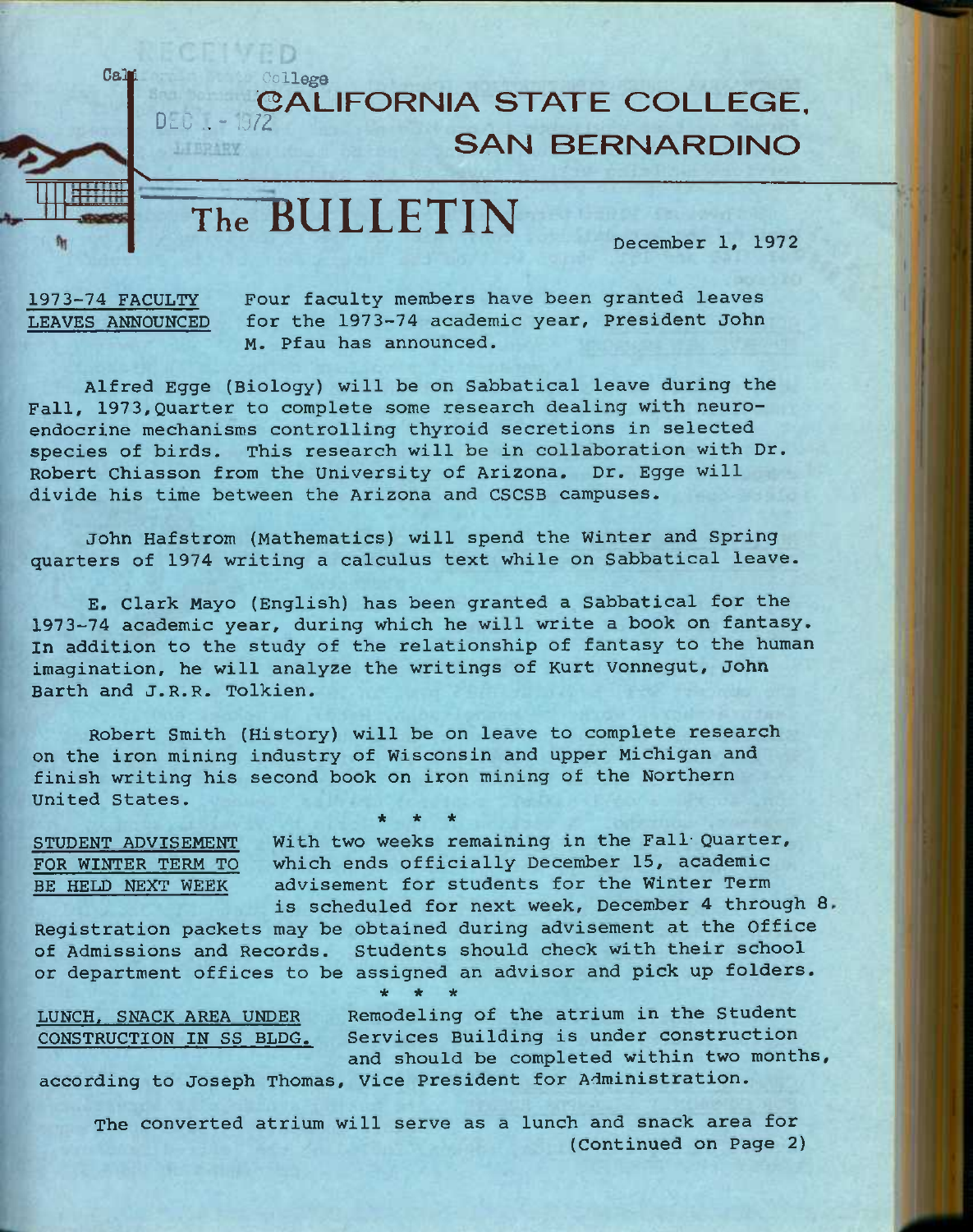# CALIFORNIA STATE COLLEGE, SAN BERNARDINO

# The BULLETIN

December 1, 1972

**1973-74 FACULTY LEAVES ANNOUNCED**

Four faculty members have been granted leaves for the 1973-74 academic year, President John M. Pfau has announced.

Alfred Egge (Biology) will be on Sabbatical leave during the Fall, 1973,Quarter to complete some research dealing with neuro-endocrine mechanisms controlling thyroid secretions in selected species of birds. This research will be in collaboration with Dr. Robert Chiasson from the University of Arizona. Dr. Egge will divide his time between the Arizona and CSCSB campuses.

John Hafstrom (Mathematics) will spend the Winter and Spring quarters of 1974 writing a calculus text while on Sabbatical leave.

E. Clark Mayo (English) has been granted a Sabbatical for the 1973-74 academic year, during which he will write a book on fantasy. In addition to the study of the relationship of fantasy to the human imagination, he will analyze the writings of Kurt Vonnegut, John Barth and J.R.R. Tolkien.

Robert Smith (History) will be on leave to complete research on the iron mining industry of Wisconsin and upper Michigan and finish writing his second book on iron mining of the Northern United States.

\* \* \*

**STUDENT ADVISEMENT FOR WINTER TERM TO BE HELD NEXT WEEK**

With two weeks remaining in the Fall Quarter, which ends officially December 15, academic advisement for students for the Winter Term is scheduled for next week, December 4 through 8. Registration packets may be obtained during advisement at the Office of Admissions and Records. Students should check with their school or department offices to be assigned an advisor and pick up folders.

\* \* \*

**LUNCH, SNACK AREA UNDER CONSTRUCTION IN SS BLDG.**

Remodeling of the atrium in the Student Services Building is under construction and should be completed within two months, according to Joseph Thomas, Vice President for Administration.

The converted atrium will serve as a lunch and snack area for (Continued on Page 2)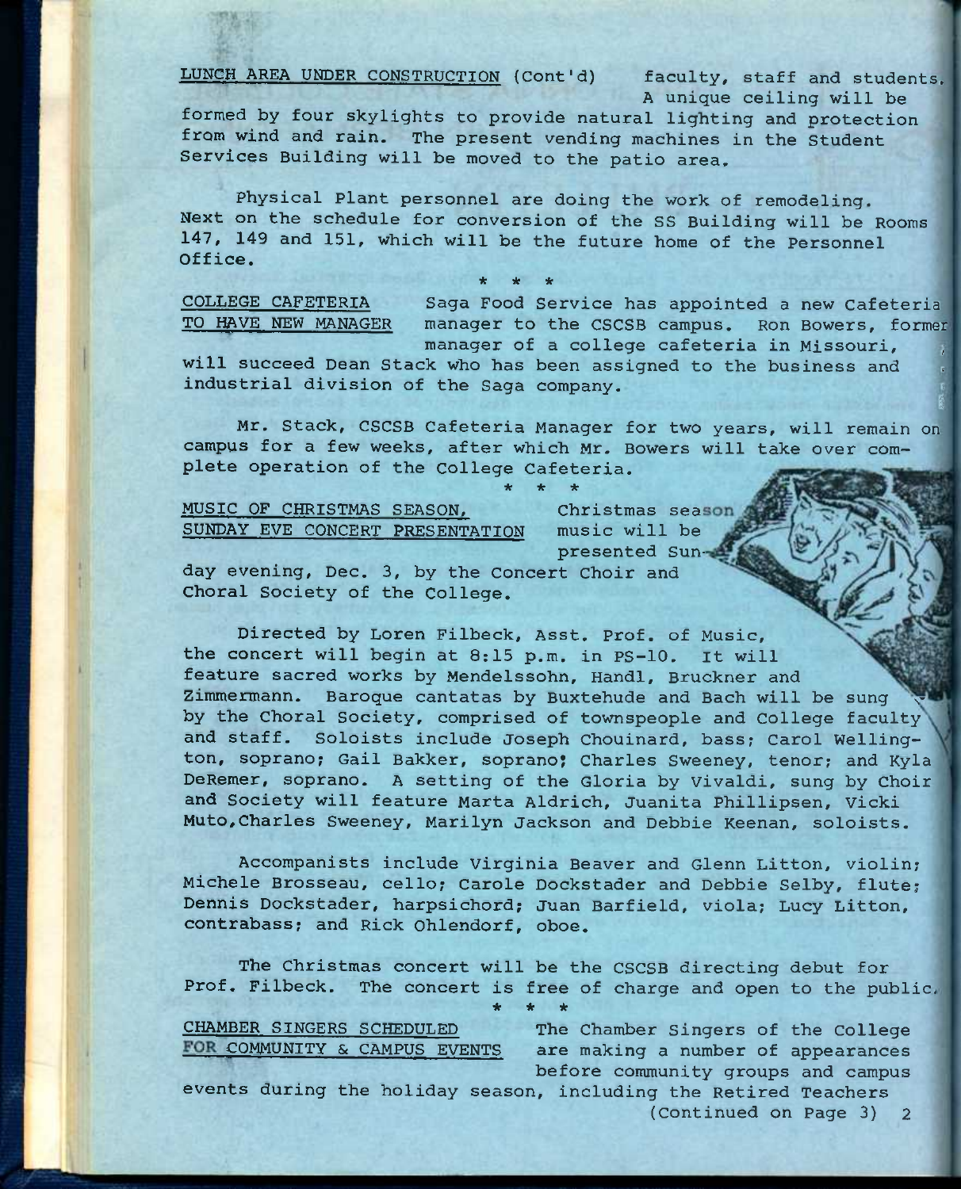LUNCH AREA UNDER CONSTRUCTION (Cont'd) faculty, staff and students. A unique ceiling will be formed by four skylights to provide natural lighting and protection from wind and rain. The present vending machines in the Student Services Building will be moved to the patio area.

Physical Plant personnel are doing the work of remodeling. Next on the schedule for conversion of the SS Building will be Rooms 147, 149 and 151, which will be the future home of the Personnel Office.

\* \* \*

COLLEGE CAFETERIA TO HAVE NEW MANAGER Saga Food Service has appointed a new Cafeteria manager to the CSCSB campus. Ron Bowers, former manager of a college cafeteria in Missouri, will succeed Dean Stack who has been assigned to the business and industrial division of the Saga company.

Mr. Stack, CSCSB Cafeteria Manager for two years, will remain on campus for a few weeks, after which Mr. Bowers will take over complete operation of the College Cafeteria.

\* \* \*

MUSIC OF CHRISTMAS SEASON, SUNDAY EVE CONCERT PRESENTATION Christmas season music will be presented Sunday evening, Dec. 3, by the Concert Choir and Choral Society of the College.

Directed by Loren Filbeck, Asst. Prof. of Music, the concert will begin at 8:15 p.m. in PS-10. It will feature sacred works by Mendelssohn, Handl, Bruckner and Zimmermann. Baroque cantatas by Buxtehude and Bach will be sung by the Choral Society, comprised of townspeople and College faculty and staff. Soloists include Joseph Chouinard, bass; Carol Wellington, soprano; Gail Bakker, soprano; Charles Sweeney, tenor; and Kyla DeRemer, soprano. A setting of the Gloria by Vivaldi, sung by Choir and Society will feature Marta Aldrich, Juanita Phillipsen, Vicki Muto, Charles Sweeney, Marilyn Jackson and Debbie Keenan, soloists.

Accompanists include Virginia Beaver and Glenn Litton, violin; Michele Brosseau, cello; Carole Dockstader and Debbie Selby, flute; Dennis Dockstader, harpsichord; Juan Barfield, viola; Lucy Litton, contrabass; and Rick Ohlendorf, oboe.

The Christmas concert will be the CSCSB directing debut for Prof. Filbeck. The concert is free of charge and open to the public.

\* \* \*

CHAMBER SINGERS SCHEDULED FOR COMMUNITY & CAMPUS EVENTS The Chamber Singers of the College are making a number of appearances before community groups and campus events during the holiday season, including the Retired Teachers

(Continued on Page 3)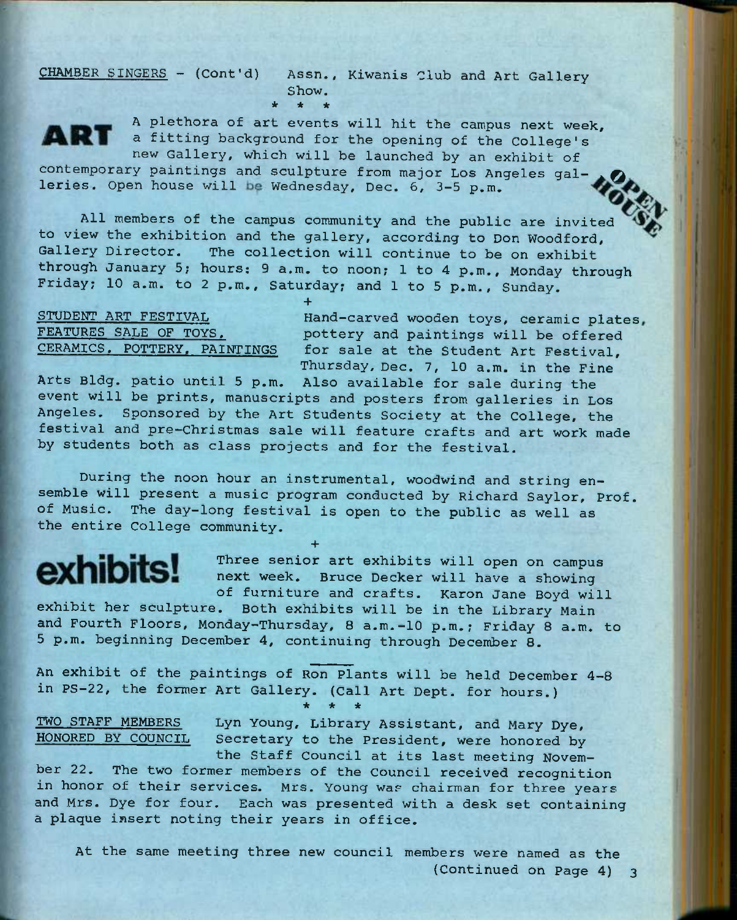CHAMBER SINGERS - (Cont'd) Assn., Kiwanis Club and Art Gallery Show.

\* \* \*

**ART** A plethora of art events will hit the campus next week, a fitting background for the opening of the College's new Gallery, which will be launched by an exhibit of contemporary paintings and sculpture from major Los Angeles galleries. Open house will be Wednesday, Dec. 6, 3-5 p.m.

**OPEN HOUSE**

All members of the campus community and the public are invited to view the exhibition and the gallery, according to Don Woodford, Gallery Director. The collection will continue to be on exhibit through January 5; hours: 9 a.m. to noon; 1 to 4 p.m., Monday through Friday; 10 a.m. to 2 p.m., Saturday; and 1 to 5 p.m., Sunday.

+

STUDENT ART FESTIVAL FEATURES SALE OF TOYS, CERAMICS, POTTERY, PAINTINGS

Hand-carved wooden toys, ceramic plates, pottery and paintings will be offered for sale at the Student Art Festival, Thursday, Dec. 7, 10 a.m. in the Fine Arts Bldg. patio until 5 p.m. Also available for sale during the event will be prints, manuscripts and posters from galleries in Los Angeles. Sponsored by the Art Students Society at the College, the festival and pre-Christmas sale will feature crafts and art work made by students both as class projects and for the festival.

During the noon hour an instrumental, woodwind and string ensemble will present a music program conducted by Richard Saylor, Prof. of Music. The day-long festival is open to the public as well as the entire College community.

+

**exhibits!** Three senior art exhibits will open on campus next week. Bruce Decker will have a showing of furniture and crafts. Karon Jane Boyd will exhibit her sculpture. Both exhibits will be in the Library Main and Fourth Floors, Monday-Thursday, 8 a.m.-10 p.m.; Friday 8 a.m. to 5 p.m. beginning December 4, continuing through December 8.

An exhibit of the paintings of Ron Plants will be held December 4-8 in PS-22, the former Art Gallery. (Call Art Dept. for hours.)

\* \* \*

TWO STAFF MEMBERS HONORED BY COUNCIL

Lyn Young, Library Assistant, and Mary Dye, Secretary to the President, were honored by the Staff Council at its last meeting November 22. The two former members of the Council received recognition in honor of their services. Mrs. Young was chairman for three years and Mrs. Dye for four. Each was presented with a desk set containing a plaque insert noting their years in office.

At the same meeting three new council members were named as the (Continued on Page 4)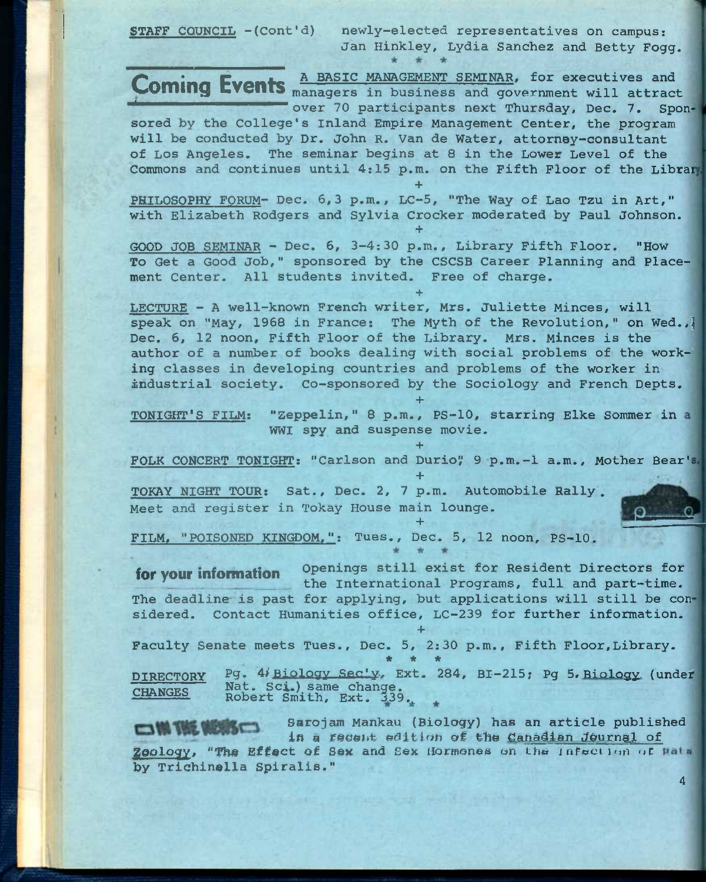STAFF COUNCIL -(Cont'd) newly-elected representatives on campus: Jan Hinkley, Lydia Sanchez and Betty Fogg.

\* \* \*

## Coming Events

A BASIC MANAGEMENT SEMINAR, for executives and managers in business and government will attract over 70 participants next Thursday, Dec. 7. Sponsored by the College's Inland Empire Management Center, the program will be conducted by Dr. John R. Van de Water, attorney-consultant of Los Angeles. The seminar begins at 8 in the Lower Level of the Commons and continues until 4:15 p.m. on the Fifth Floor of the Library.

+

PHILOSOPHY FORUM- Dec. 6, 3 p.m., LC-5, "The Way of Lao Tzu in Art," with Elizabeth Rodgers and Sylvia Crocker moderated by Paul Johnson.

+

GOOD JOB SEMINAR - Dec. 6, 3-4:30 p.m., Library Fifth Floor. "How To Get a Good Job," sponsored by the CSCSB Career Planning and Placement Center. All students invited. Free of charge.

+

LECTURE - A well-known French writer, Mrs. Juliette Minces, will speak on "May, 1968 in France: The Myth of the Revolution," on Wed., Dec. 6, 12 noon, Fifth Floor of the Library. Mrs. Minces is the author of a number of books dealing with social problems of the working classes in developing countries and problems of the worker in industrial society. Co-sponsored by the Sociology and French Depts.

+

TONIGHT'S FILM: "Zeppelin," 8 p.m., PS-10, starring Elke Sommer in a WWI spy and suspense movie.

+

FOLK CONCERT TONIGHT: "Carlson and Durio", 9 p.m.-1 a.m., Mother Bear's.

+

TOKAY NIGHT TOUR: Sat., Dec. 2, 7 p.m. Automobile Rally. Meet and register in Tokay House main lounge.

+

FILM, "POISONED KINGDOM,": Tues., Dec. 5, 12 noon, PS-10.

\* \* \*

## for your information

Openings still exist for Resident Directors for the International Programs, full and part-time. The deadline is past for applying, but applications will still be considered. Contact Humanities office, LC-239 for further information.

+

Faculty Senate meets Tues., Dec. 5, 2:30 p.m., Fifth Floor, Library.

\* \* \*

DIRECTORY CHANGES Pg. 4/ Biology Sec'y, Ext. 284, BI-215; Pg 5, Biology (under Nat. Sci.) same change.
Robert Smith, Ext. 339.

\* \* \*

## IN THE NEWS

Sarojam Mankau (Biology) has an article published in a recent edition of the Canadian Journal of Zoology, "The Effect of Sex and Sex Hormones on the Infection of Rats by Trichinella Spiralis."